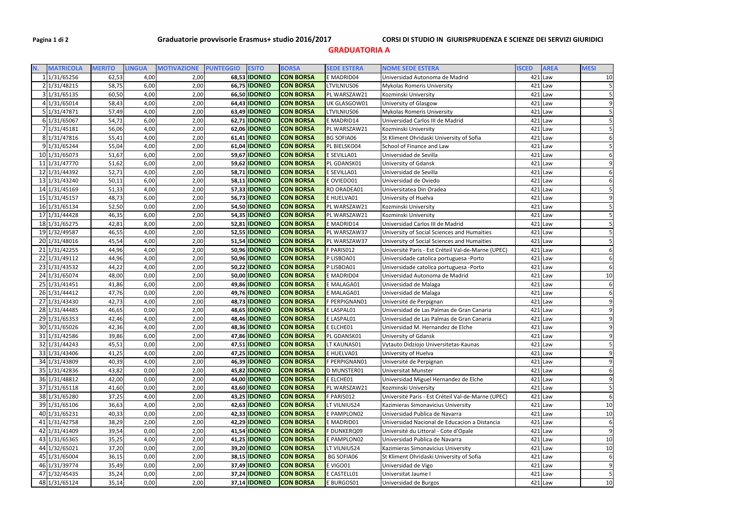# Graduatorie provvisorie Erasmus+ studio 2016/2017

## CORSI DI STUDIO IN GIURISPRUDENZA E SCIENZE DEI SERVIZI GIURIDICI

### GRADUATORIA A

| N. | MATRICOLA | MERITO | LINGUA | MOTIVAZIONE | PUNTEGGIO | ESITO | BORSA | SEDE ESTERA | NOME SEDE ESTERA | ISCED | AREA | MESI |
|---|---|---|---|---|---|---|---|---|---|---|---|---|
| 1 | 1/31/65256 | 62,53 | 4,00 | 2,00 | 68,53 | IDONEO | CON BORSA | E MADRID04 | Universidad Autonoma de Madrid | 421 | Law | 10 |
| 2 | 1/31/48215 | 58,75 | 6,00 | 2,00 | 66,75 | IDONEO | CON BORSA | LTVILNIUS06 | Mykolas Romeris University | 421 | Law | 5 |
| 3 | 1/31/65135 | 60,50 | 4,00 | 2,00 | 66,50 | IDONEO | CON BORSA | PL WARSZAW21 | Kozminski University | 421 | Law | 5 |
| 4 | 1/31/65014 | 58,43 | 4,00 | 2,00 | 64,43 | IDONEO | CON BORSA | UK GLASGOW01 | University of Glasgow | 421 | Law | 9 |
| 5 | 1/31/47871 | 57,49 | 4,00 | 2,00 | 63,49 | IDONEO | CON BORSA | LTVILNIUS06 | Mykolas Romeris University | 421 | Law | 5 |
| 6 | 1/31/65067 | 54,71 | 6,00 | 2,00 | 62,71 | IDONEO | CON BORSA | E MADRID14 | Universidad Carlos III de Madrid | 421 | Law | 5 |
| 7 | 1/31/45181 | 56,06 | 4,00 | 2,00 | 62,06 | IDONEO | CON BORSA | PL WARSZAW21 | Kozminski University | 421 | Law | 5 |
| 8 | 1/31/47816 | 55,41 | 4,00 | 2,00 | 61,41 | IDONEO | CON BORSA | BG SOFIA06 | St Kliment Ohridaski University of Sofia | 421 | Law | 6 |
| 9 | 1/31/65244 | 55,04 | 4,00 | 2,00 | 61,04 | IDONEO | CON BORSA | PL BIELSKO04 | School of Finance and Law | 421 | Law | 5 |
| 10 | 1/31/65073 | 51,67 | 6,00 | 2,00 | 59,67 | IDONEO | CON BORSA | E SEVILLA01 | Universidad de Sevilla | 421 | Law | 6 |
| 11 | 1/31/47770 | 51,62 | 6,00 | 2,00 | 59,62 | IDONEO | CON BORSA | PL GDANSK01 | University of Gdansk | 421 | Law | 9 |
| 12 | 1/31/44392 | 52,71 | 4,00 | 2,00 | 58,71 | IDONEO | CON BORSA | E SEVILLA01 | Universidad de Sevilla | 421 | Law | 6 |
| 13 | 1/31/43240 | 50,11 | 6,00 | 2,00 | 58,11 | IDONEO | CON BORSA | E OVIEDO01 | Universidad de Oviedo | 421 | Law | 6 |
| 14 | 1/31/45169 | 51,33 | 4,00 | 2,00 | 57,33 | IDONEO | CON BORSA | RO ORADEA01 | Universitatea Din Oradea | 421 | Law | 5 |
| 15 | 1/31/45157 | 48,73 | 6,00 | 2,00 | 56,73 | IDONEO | CON BORSA | E HUELVA01 | University of Huelva | 421 | Law | 9 |
| 16 | 1/31/65134 | 52,50 | 0,00 | 2,00 | 54,50 | IDONEO | CON BORSA | PL WARSZAW21 | Kozminski University | 421 | Law | 5 |
| 17 | 1/31/44428 | 46,35 | 6,00 | 2,00 | 54,35 | IDONEO | CON BORSA | PL WARSZAW21 | Kozminski University | 421 | Law | 5 |
| 18 | 1/31/65275 | 42,81 | 8,00 | 2,00 | 52,81 | IDONEO | CON BORSA | E MADRID14 | Universidad Carlos III de Madrid | 421 | Law | 5 |
| 19 | 1/32/49587 | 46,55 | 4,00 | 2,00 | 52,55 | IDONEO | CON BORSA | PL WARSZAW37 | University of Social Sciences and Humaities | 421 | Law | 5 |
| 20 | 1/31/48016 | 45,54 | 4,00 | 2,00 | 51,54 | IDONEO | CON BORSA | PL WARSZAW37 | University of Social Sciences and Humaities | 421 | Law | 5 |
| 21 | 1/31/42255 | 44,96 | 4,00 | 2,00 | 50,96 | IDONEO | CON BORSA | F PARIS012 | Université Paris - Est Créteil Val-de-Marne (UPEC) | 421 | Law | 6 |
| 22 | 1/31/49112 | 44,96 | 4,00 | 2,00 | 50,96 | IDONEO | CON BORSA | P LISBOA01 | Universidade catolica portuguesa -Porto | 421 | Law | 6 |
| 23 | 1/31/43532 | 44,22 | 4,00 | 2,00 | 50,22 | IDONEO | CON BORSA | P LISBOA01 | Universidade catolica portuguesa -Porto | 421 | Law | 6 |
| 24 | 1/31/65074 | 48,00 | 0,00 | 2,00 | 50,00 | IDONEO | CON BORSA | E MADRID04 | Universidad Autonoma de Madrid | 421 | Law | 10 |
| 25 | 1/31/41451 | 41,86 | 6,00 | 2,00 | 49,86 | IDONEO | CON BORSA | E MALAGA01 | Universidad de Malaga | 421 | Law | 6 |
| 26 | 1/31/44412 | 47,76 | 0,00 | 2,00 | 49,76 | IDONEO | CON BORSA | E MALAGA01 | Universidad de Malaga | 421 | Law | 6 |
| 27 | 1/31/43430 | 42,73 | 4,00 | 2,00 | 48,73 | IDONEO | CON BORSA | F PERPIGNAN01 | Université de Perpignan | 421 | Law | 9 |
| 28 | 1/31/44485 | 46,65 | 0,00 | 2,00 | 48,65 | IDONEO | CON BORSA | E LASPAL01 | Universidad de Las Palmas de Gran Canaria | 421 | Law | 9 |
| 29 | 1/31/65353 | 42,46 | 4,00 | 2,00 | 48,46 | IDONEO | CON BORSA | E LASPAL01 | Universidad de Las Palmas de Gran Canaria | 421 | Law | 9 |
| 30 | 1/31/65026 | 42,36 | 4,00 | 2,00 | 48,36 | IDONEO | CON BORSA | E ELCHE01 | Universidad M. Hernandez de Elche | 421 | Law | 9 |
| 31 | 1/31/42586 | 39,86 | 6,00 | 2,00 | 47,86 | IDONEO | CON BORSA | PL GDANSK01 | University of Gdansk | 421 | Law | 9 |
| 32 | 1/31/44243 | 45,51 | 0,00 | 2,00 | 47,51 | IDONEO | CON BORSA | LT KAUNAS01 | Vytauto Didziojo Universitetas-Kaunas | 421 | Law | 5 |
| 33 | 1/31/43406 | 41,25 | 4,00 | 2,00 | 47,25 | IDONEO | CON BORSA | E HUELVA01 | University of Huelva | 421 | Law | 9 |
| 34 | 1/31/43809 | 40,39 | 4,00 | 2,00 | 46,39 | IDONEO | CON BORSA | F PERPIGNAN01 | Université de Perpignan | 421 | Law | 9 |
| 35 | 1/31/42836 | 43,82 | 0,00 | 2,00 | 45,82 | IDONEO | CON BORSA | D MUNSTER01 | Universitat Munster | 421 | Law | 6 |
| 36 | 1/31/48812 | 42,00 | 0,00 | 2,00 | 44,00 | IDONEO | CON BORSA | E ELCHE01 | Universidad Miguel Hernandez de Elche | 421 | Law | 9 |
| 37 | 1/31/65118 | 41,60 | 0,00 | 2,00 | 43,60 | IDONEO | CON BORSA | PL WARSZAW21 | Kozminski University | 421 | Law | 5 |
| 38 | 1/31/65280 | 37,25 | 4,00 | 2,00 | 43,25 | IDONEO | CON BORSA | F PARIS012 | Université Paris - Est Créteil Val-de-Marne (UPEC) | 421 | Law | 6 |
| 39 | 1/31/65106 | 36,63 | 4,00 | 2,00 | 42,63 | IDONEO | CON BORSA | LT VILNIUS24 | Kazimieras Simonavicius University | 421 | Law | 10 |
| 40 | 1/31/65231 | 40,33 | 0,00 | 2,00 | 42,33 | IDONEO | CON BORSA | E PAMPLON02 | Universidad Publica de Navarra | 421 | Law | 10 |
| 41 | 1/31/42758 | 38,29 | 2,00 | 2,00 | 42,29 | IDONEO | CON BORSA | E MADRID01 | Universidad Nacional de Educacion a Distancia | 421 | Law | 6 |
| 42 | 1/31/41409 | 39,54 | 0,00 | 2,00 | 41,54 | IDONEO | CON BORSA | F DUNKERQ09 | Université du Littoral - Cote d'Opale | 421 | Law | 9 |
| 43 | 1/31/65365 | 35,25 | 4,00 | 2,00 | 41,25 | IDONEO | CON BORSA | E PAMPLON02 | Universidad Publica de Navarra | 421 | Law | 10 |
| 44 | 1/32/65021 | 37,20 | 0,00 | 2,00 | 39,20 | IDONEO | CON BORSA | LT VILNIUS24 | Kazimieras Simonavicius University | 421 | Law | 10 |
| 45 | 1/31/65004 | 36,15 | 0,00 | 2,00 | 38,15 | IDONEO | CON BORSA | BG SOFIA06 | St Kliment Ohridaski University of Sofia | 421 | Law | 6 |
| 46 | 1/31/39774 | 35,49 | 0,00 | 2,00 | 37,49 | IDONEO | CON BORSA | E VIGO01 | Universidad de Vigo | 421 | Law | 9 |
| 47 | 1/32/45435 | 35,24 | 0,00 | 2,00 | 37,24 | IDONEO | CON BORSA | E CASTELL01 | Universitat Jaume I | 421 | Law | 5 |
| 48 | 1/31/65124 | 35,14 | 0,00 | 2,00 | 37,14 | IDONEO | CON BORSA | E BURGOS01 | Universidad de Burgos | 421 | Law | 10 |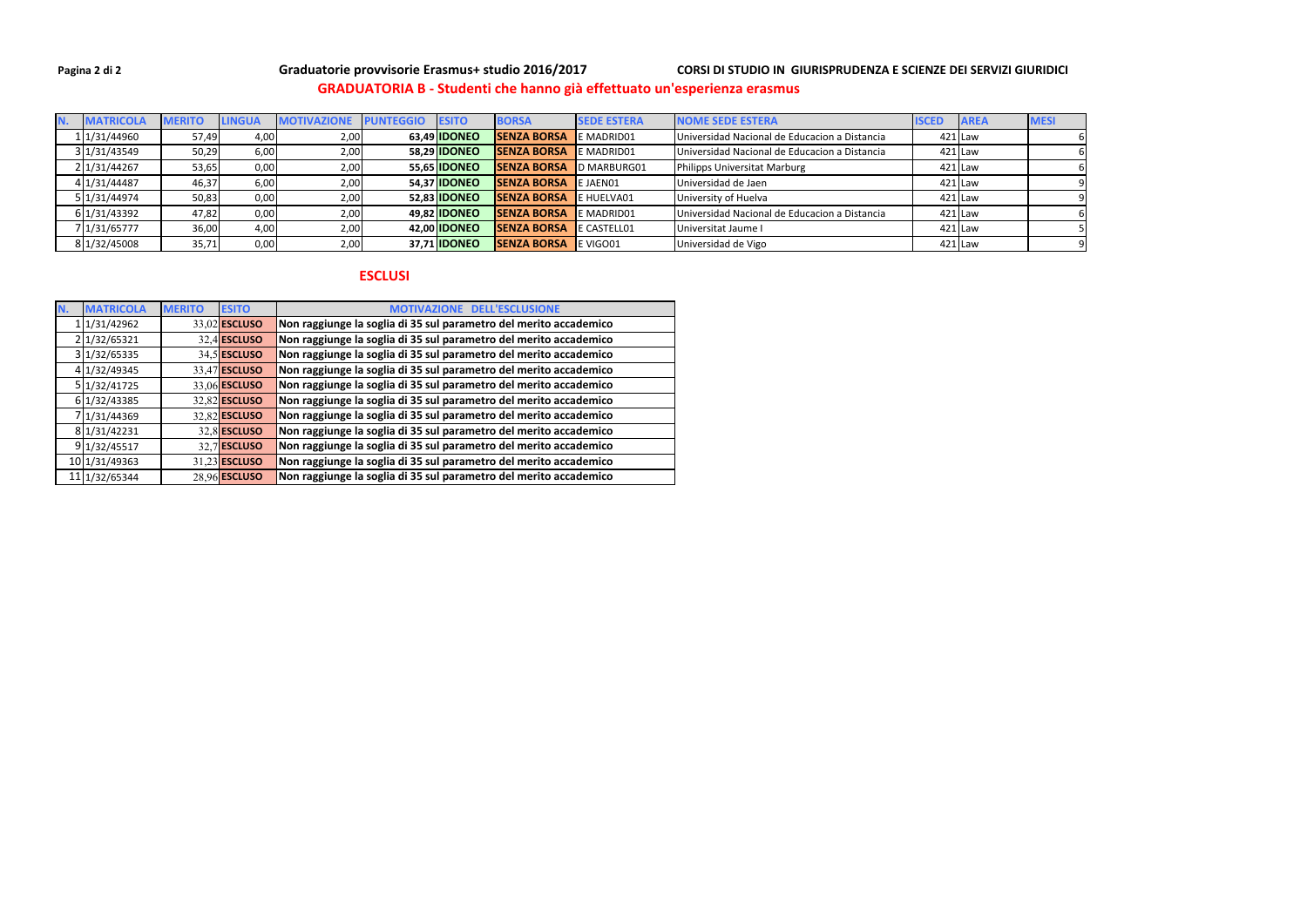Graduatorie provvisorie Erasmus+ studio 2016/2017

CORSI DI STUDIO IN GIURISPRUDENZA E SCIENZE DEI SERVIZI GIURIDICI

## GRADUATORIA B - Studenti che hanno già effettuato un'esperienza erasmus

| N. | MATRICOLA | MERITO | LINGUA | MOTIVAZIONE | PUNTEGGIO | ESITO | BORSA | SEDE ESTERA | NOME SEDE ESTERA | ISCED | AREA | MESI |
|---|---|---|---|---|---|---|---|---|---|---|---|---|
| 1 | 1/31/44960 | 57,49 | 4,00 | 2,00 | 63,49 | IDONEO | SENZA BORSA | E MADRID01 | Universidad Nacional de Educacion a Distancia | 421 | Law | 6 |
| 3 | 1/31/43549 | 50,29 | 6,00 | 2,00 | 58,29 | IDONEO | SENZA BORSA | E MADRID01 | Universidad Nacional de Educacion a Distancia | 421 | Law | 6 |
| 2 | 1/31/44267 | 53,65 | 0,00 | 2,00 | 55,65 | IDONEO | SENZA BORSA | D MARBURG01 | Philipps Universitat Marburg | 421 | Law | 6 |
| 4 | 1/31/44487 | 46,37 | 6,00 | 2,00 | 54,37 | IDONEO | SENZA BORSA | E JAEN01 | Universidad de Jaen | 421 | Law | 9 |
| 5 | 1/31/44974 | 50,83 | 0,00 | 2,00 | 52,83 | IDONEO | SENZA BORSA | E HUELVA01 | University of Huelva | 421 | Law | 9 |
| 6 | 1/31/43392 | 47,82 | 0,00 | 2,00 | 49,82 | IDONEO | SENZA BORSA | E MADRID01 | Universidad Nacional de Educacion a Distancia | 421 | Law | 6 |
| 7 | 1/31/65777 | 36,00 | 4,00 | 2,00 | 42,00 | IDONEO | SENZA BORSA | E CASTELL01 | Universitat Jaume I | 421 | Law | 5 |
| 8 | 1/32/45008 | 35,71 | 0,00 | 2,00 | 37,71 | IDONEO | SENZA BORSA | E VIGO01 | Universidad de Vigo | 421 | Law | 9 |

### ESCLUSI

| N. | MATRICOLA | MERITO | ESITO | MOTIVAZIONE DELL'ESCLUSIONE |
|---|---|---|---|---|
| 1 | 1/31/42962 | 33,02 | ESCLUSO | Non raggiunge la soglia di 35 sul parametro del merito accademico |
| 2 | 1/32/65321 | 32,4 | ESCLUSO | Non raggiunge la soglia di 35 sul parametro del merito accademico |
| 3 | 1/32/65335 | 34,5 | ESCLUSO | Non raggiunge la soglia di 35 sul parametro del merito accademico |
| 4 | 1/32/49345 | 33,47 | ESCLUSO | Non raggiunge la soglia di 35 sul parametro del merito accademico |
| 5 | 1/32/41725 | 33,06 | ESCLUSO | Non raggiunge la soglia di 35 sul parametro del merito accademico |
| 6 | 1/32/43385 | 32,82 | ESCLUSO | Non raggiunge la soglia di 35 sul parametro del merito accademico |
| 7 | 1/31/44369 | 32,82 | ESCLUSO | Non raggiunge la soglia di 35 sul parametro del merito accademico |
| 8 | 1/31/42231 | 32,8 | ESCLUSO | Non raggiunge la soglia di 35 sul parametro del merito accademico |
| 9 | 1/32/45517 | 32,7 | ESCLUSO | Non raggiunge la soglia di 35 sul parametro del merito accademico |
| 10 | 1/31/49363 | 31,23 | ESCLUSO | Non raggiunge la soglia di 35 sul parametro del merito accademico |
| 11 | 1/32/65344 | 28,96 | ESCLUSO | Non raggiunge la soglia di 35 sul parametro del merito accademico |